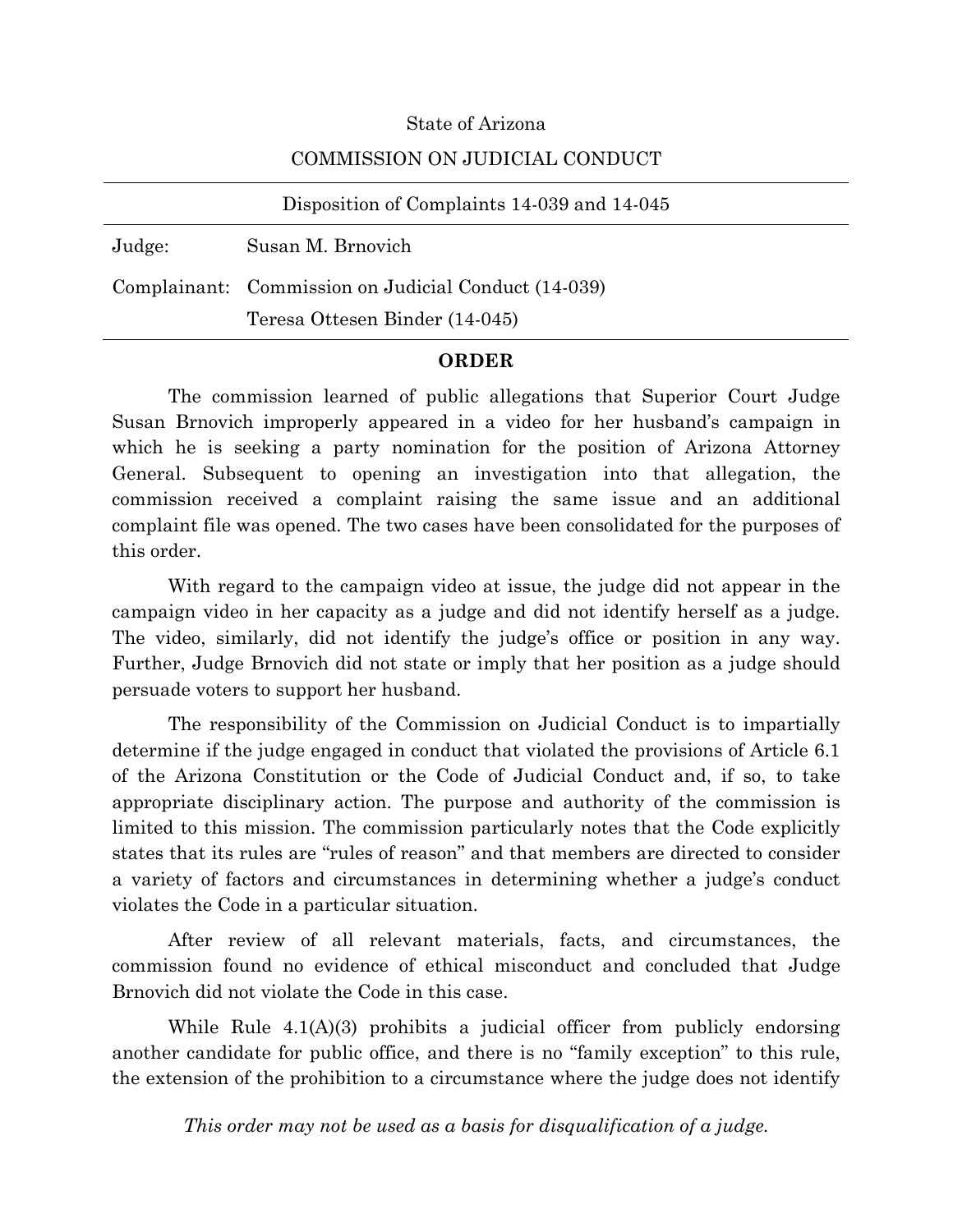State of Arizona

COMMISSION ON JUDICIAL CONDUCT

---

Disposition of Complaints 14-039 and 14-045

---

Judge: Susan M. Brnovich

Complainant: Commission on Judicial Conduct (14-039)
Teresa Ottesen Binder (14-045)

---

**ORDER**

The commission learned of public allegations that Superior Court Judge Susan Brnovich improperly appeared in a video for her husband's campaign in which he is seeking a party nomination for the position of Arizona Attorney General. Subsequent to opening an investigation into that allegation, the commission received a complaint raising the same issue and an additional complaint file was opened. The two cases have been consolidated for the purposes of this order.

With regard to the campaign video at issue, the judge did not appear in the campaign video in her capacity as a judge and did not identify herself as a judge. The video, similarly, did not identify the judge's office or position in any way. Further, Judge Brnovich did not state or imply that her position as a judge should persuade voters to support her husband.

The responsibility of the Commission on Judicial Conduct is to impartially determine if the judge engaged in conduct that violated the provisions of Article 6.1 of the Arizona Constitution or the Code of Judicial Conduct and, if so, to take appropriate disciplinary action. The purpose and authority of the commission is limited to this mission. The commission particularly notes that the Code explicitly states that its rules are "rules of reason" and that members are directed to consider a variety of factors and circumstances in determining whether a judge's conduct violates the Code in a particular situation.

After review of all relevant materials, facts, and circumstances, the commission found no evidence of ethical misconduct and concluded that Judge Brnovich did not violate the Code in this case.

While Rule 4.1(A)(3) prohibits a judicial officer from publicly endorsing another candidate for public office, and there is no "family exception" to this rule, the extension of the prohibition to a circumstance where the judge does not identify

*This order may not be used as a basis for disqualification of a judge.*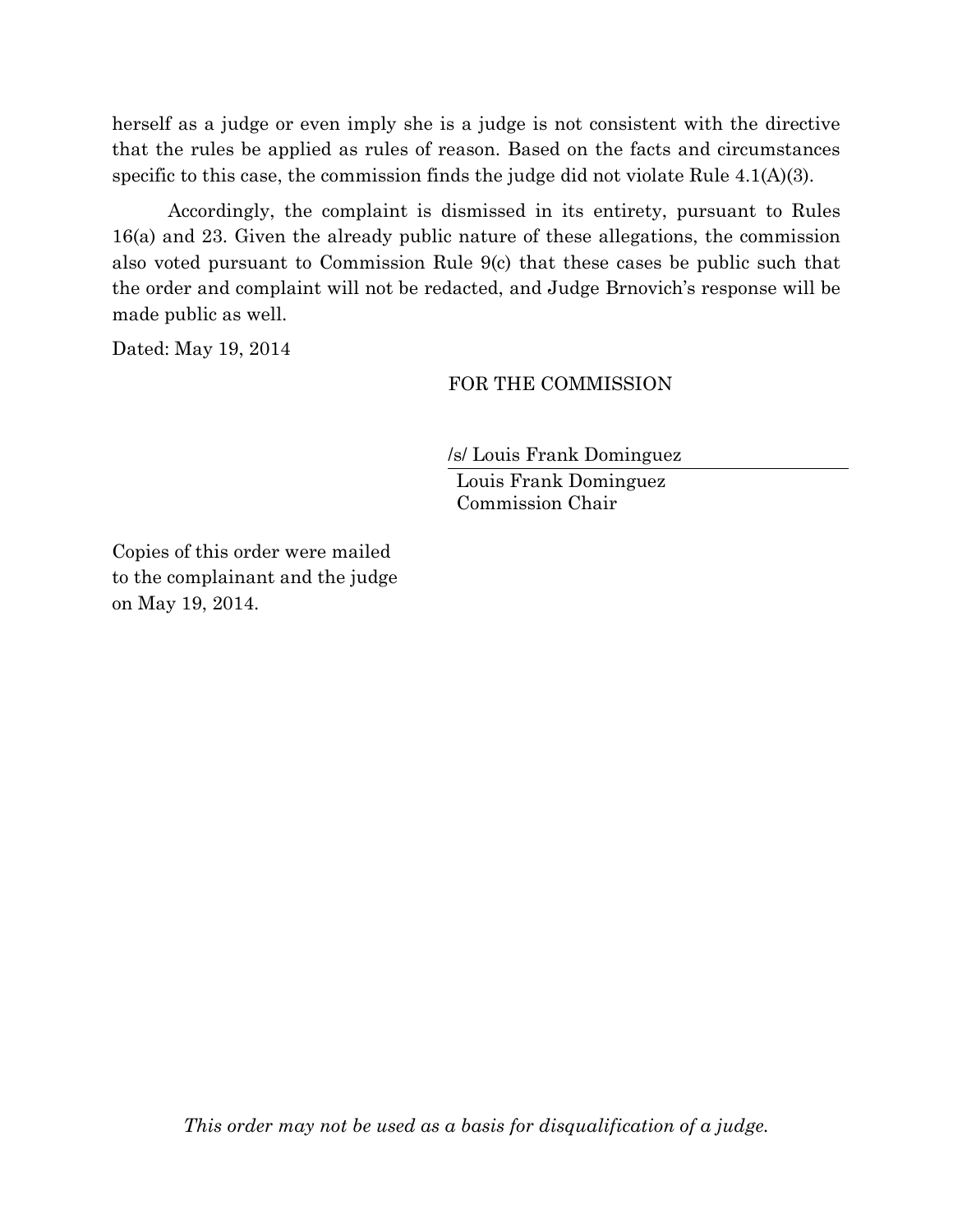herself as a judge or even imply she is a judge is not consistent with the directive that the rules be applied as rules of reason. Based on the facts and circumstances specific to this case, the commission finds the judge did not violate Rule 4.1(A)(3).

Accordingly, the complaint is dismissed in its entirety, pursuant to Rules 16(a) and 23. Given the already public nature of these allegations, the commission also voted pursuant to Commission Rule 9(c) that these cases be public such that the order and complaint will not be redacted, and Judge Brnovich's response will be made public as well.

Dated: May 19, 2014

FOR THE COMMISSION

/s/ Louis Frank Dominguez

Louis Frank Dominguez
Commission Chair

Copies of this order were mailed to the complainant and the judge on May 19, 2014.

*This order may not be used as a basis for disqualification of a judge.*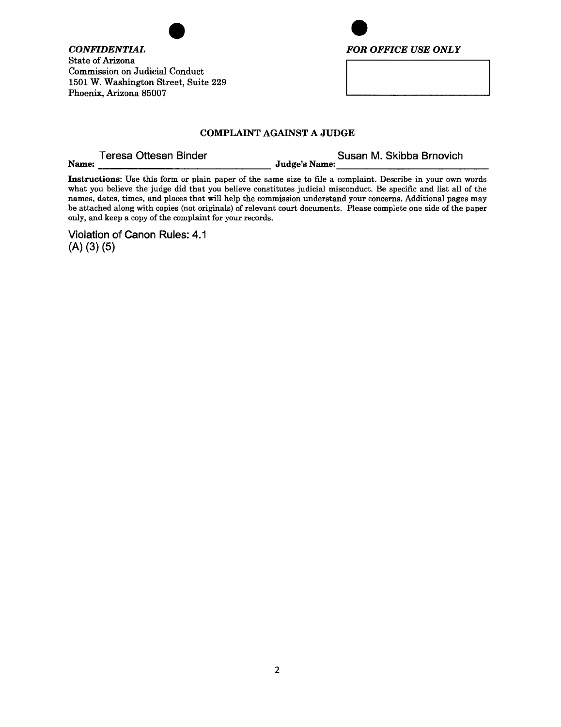*CONFIDENTIAL*
State of Arizona
Commission on Judicial Conduct
1501 W. Washington Street, Suite 229
Phoenix, Arizona 85007

*FOR OFFICE USE ONLY*

## COMPLAINT AGAINST A JUDGE

**Name:** Teresa Ottesen Binder **Judge's Name:** Susan M. Skibba Brnovich

**Instructions**: Use this form or plain paper of the same size to file a complaint. Describe in your own words what you believe the judge did that you believe constitutes judicial misconduct. Be specific and list all of the names, dates, times, and places that will help the commission understand your concerns. Additional pages may be attached along with copies (not originals) of relevant court documents. Please complete one side of the paper only, and keep a copy of the complaint for your records.

Violation of Canon Rules: 4.1
(A) (3) (5)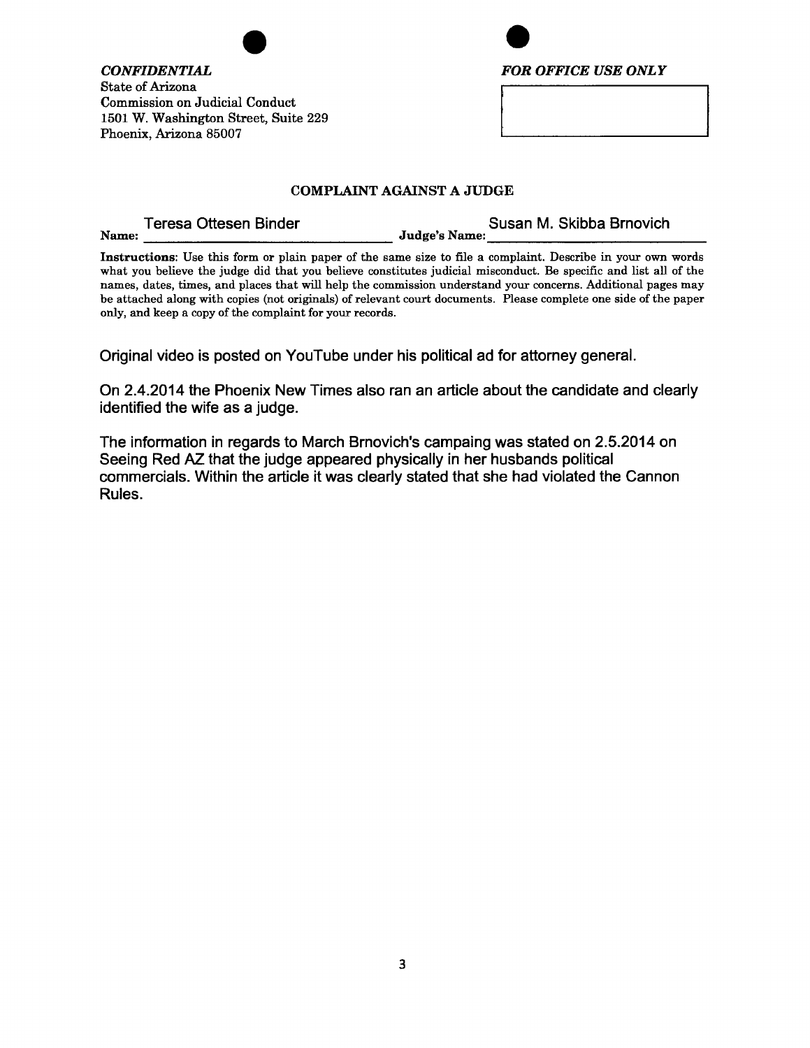*CONFIDENTIAL*
State of Arizona
Commission on Judicial Conduct
1501 W. Washington Street, Suite 229
Phoenix, Arizona 85007

*FOR OFFICE USE ONLY*

**COMPLAINT AGAINST A JUDGE**

**Name:** Teresa Ottesen Binder **Judge's Name:** Susan M. Skibba Brnovich

**Instructions**: Use this form or plain paper of the same size to file a complaint. Describe in your own words what you believe the judge did that you believe constitutes judicial misconduct. Be specific and list all of the names, dates, times, and places that will help the commission understand your concerns. Additional pages may be attached along with copies (not originals) of relevant court documents. Please complete one side of the paper only, and keep a copy of the complaint for your records.

Original video is posted on YouTube under his political ad for attorney general.

On 2.4.2014 the Phoenix New Times also ran an article about the candidate and clearly identified the wife as a judge.

The information in regards to March Brnovich's campaing was stated on 2.5.2014 on Seeing Red AZ that the judge appeared physically in her husbands political commercials. Within the article it was clearly stated that she had violated the Cannon Rules.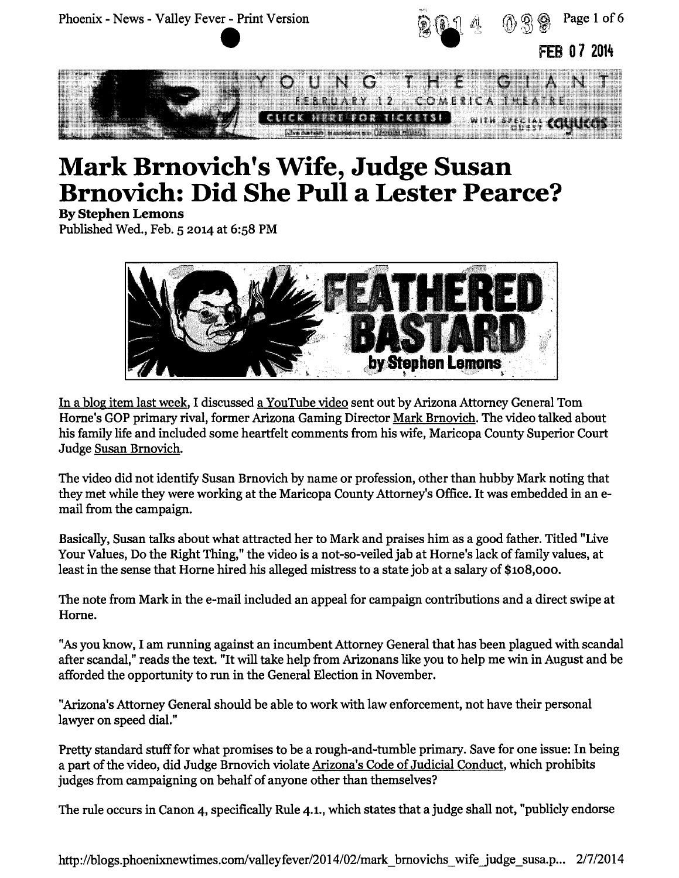# Mark Brnovich's Wife, Judge Susan Brnovich: Did She Pull a Lester Pearce?

**By Stephen Lemons**

Published Wed., Feb. 5 2014 at 6:58 PM

In a blog item last week, I discussed a YouTube video sent out by Arizona Attorney General Tom Horne's GOP primary rival, former Arizona Gaming Director Mark Brnovich. The video talked about his family life and included some heartfelt comments from his wife, Maricopa County Superior Court Judge Susan Brnovich.

The video did not identify Susan Brnovich by name or profession, other than hubby Mark noting that they met while they were working at the Maricopa County Attorney's Office. It was embedded in an e-mail from the campaign.

Basically, Susan talks about what attracted her to Mark and praises him as a good father. Titled "Live Your Values, Do the Right Thing," the video is a not-so-veiled jab at Horne's lack of family values, at least in the sense that Horne hired his alleged mistress to a state job at a salary of $108,000.

The note from Mark in the e-mail included an appeal for campaign contributions and a direct swipe at Horne.

"As you know, I am running against an incumbent Attorney General that has been plagued with scandal after scandal," reads the text. "It will take help from Arizonans like you to help me win in August and be afforded the opportunity to run in the General Election in November.

"Arizona's Attorney General should be able to work with law enforcement, not have their personal lawyer on speed dial."

Pretty standard stuff for what promises to be a rough-and-tumble primary. Save for one issue: In being a part of the video, did Judge Brnovich violate Arizona's Code of Judicial Conduct, which prohibits judges from campaigning on behalf of anyone other than themselves?

The rule occurs in Canon 4, specifically Rule 4.1., which states that a judge shall not, "publicly endorse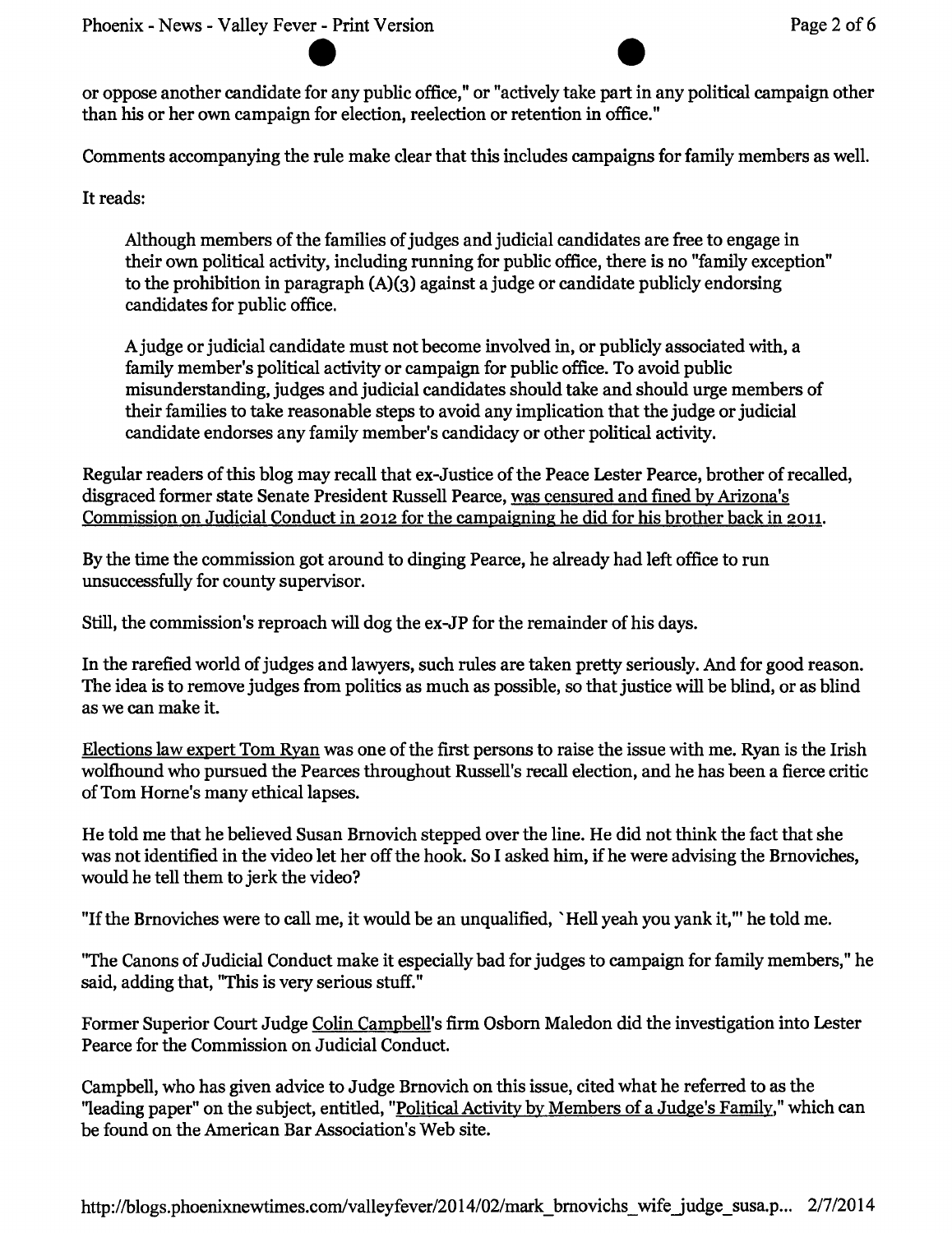or oppose another candidate for any public office," or "actively take part in any political campaign other than his or her own campaign for election, reelection or retention in office."

Comments accompanying the rule make clear that this includes campaigns for family members as well.

It reads:

> Although members of the families of judges and judicial candidates are free to engage in their own political activity, including running for public office, there is no "family exception" to the prohibition in paragraph (A)(3) against a judge or candidate publicly endorsing candidates for public office.
>
> A judge or judicial candidate must not become involved in, or publicly associated with, a family member's political activity or campaign for public office. To avoid public misunderstanding, judges and judicial candidates should take and should urge members of their families to take reasonable steps to avoid any implication that the judge or judicial candidate endorses any family member's candidacy or other political activity.

Regular readers of this blog may recall that ex-Justice of the Peace Lester Pearce, brother of recalled, disgraced former state Senate President Russell Pearce, was censured and fined by Arizona's Commission on Judicial Conduct in 2012 for the campaigning he did for his brother back in 2011.

By the time the commission got around to dinging Pearce, he already had left office to run unsuccessfully for county supervisor.

Still, the commission's reproach will dog the ex-JP for the remainder of his days.

In the rarefied world of judges and lawyers, such rules are taken pretty seriously. And for good reason. The idea is to remove judges from politics as much as possible, so that justice will be blind, or as blind as we can make it.

Elections law expert Tom Ryan was one of the first persons to raise the issue with me. Ryan is the Irish wolfhound who pursued the Pearces throughout Russell's recall election, and he has been a fierce critic of Tom Horne's many ethical lapses.

He told me that he believed Susan Brnovich stepped over the line. He did not think the fact that she was not identified in the video let her off the hook. So I asked him, if he were advising the Brnoviches, would he tell them to jerk the video?

"If the Brnoviches were to call me, it would be an unqualified, `Hell yeah you yank it,'" he told me.

"The Canons of Judicial Conduct make it especially bad for judges to campaign for family members," he said, adding that, "This is very serious stuff."

Former Superior Court Judge Colin Campbell's firm Osborn Maledon did the investigation into Lester Pearce for the Commission on Judicial Conduct.

Campbell, who has given advice to Judge Brnovich on this issue, cited what he referred to as the "leading paper" on the subject, entitled, "Political Activity by Members of a Judge's Family," which can be found on the American Bar Association's Web site.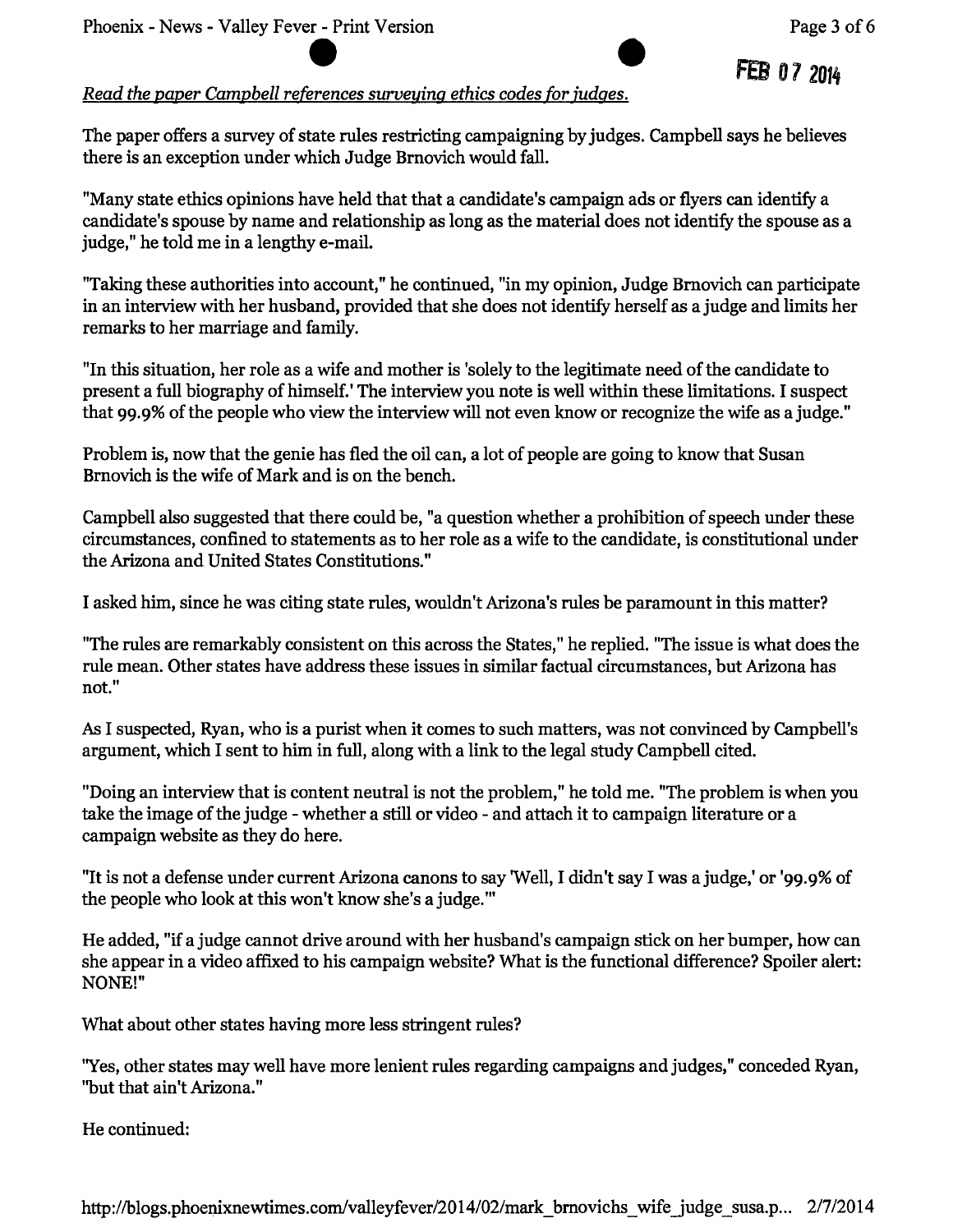FEB 07 2014

*Read the paper Campbell references surveying ethics codes for judges.*

The paper offers a survey of state rules restricting campaigning by judges. Campbell says he believes there is an exception under which Judge Brnovich would fall.

"Many state ethics opinions have held that that a candidate's campaign ads or flyers can identify a candidate's spouse by name and relationship as long as the material does not identify the spouse as a judge," he told me in a lengthy e-mail.

"Taking these authorities into account," he continued, "in my opinion, Judge Brnovich can participate in an interview with her husband, provided that she does not identify herself as a judge and limits her remarks to her marriage and family.

"In this situation, her role as a wife and mother is 'solely to the legitimate need of the candidate to present a full biography of himself.' The interview you note is well within these limitations. I suspect that 99.9% of the people who view the interview will not even know or recognize the wife as a judge."

Problem is, now that the genie has fled the oil can, a lot of people are going to know that Susan Brnovich is the wife of Mark and is on the bench.

Campbell also suggested that there could be, "a question whether a prohibition of speech under these circumstances, confined to statements as to her role as a wife to the candidate, is constitutional under the Arizona and United States Constitutions."

I asked him, since he was citing state rules, wouldn't Arizona's rules be paramount in this matter?

"The rules are remarkably consistent on this across the States," he replied. "The issue is what does the rule mean. Other states have address these issues in similar factual circumstances, but Arizona has not."

As I suspected, Ryan, who is a purist when it comes to such matters, was not convinced by Campbell's argument, which I sent to him in full, along with a link to the legal study Campbell cited.

"Doing an interview that is content neutral is not the problem," he told me. "The problem is when you take the image of the judge - whether a still or video - and attach it to campaign literature or a campaign website as they do here.

"It is not a defense under current Arizona canons to say 'Well, I didn't say I was a judge,' or '99.9% of the people who look at this won't know she's a judge.'"

He added, "if a judge cannot drive around with her husband's campaign stick on her bumper, how can she appear in a video affixed to his campaign website? What is the functional difference? Spoiler alert: NONE!"

What about other states having more less stringent rules?

"Yes, other states may well have more lenient rules regarding campaigns and judges," conceded Ryan, "but that ain't Arizona."

He continued: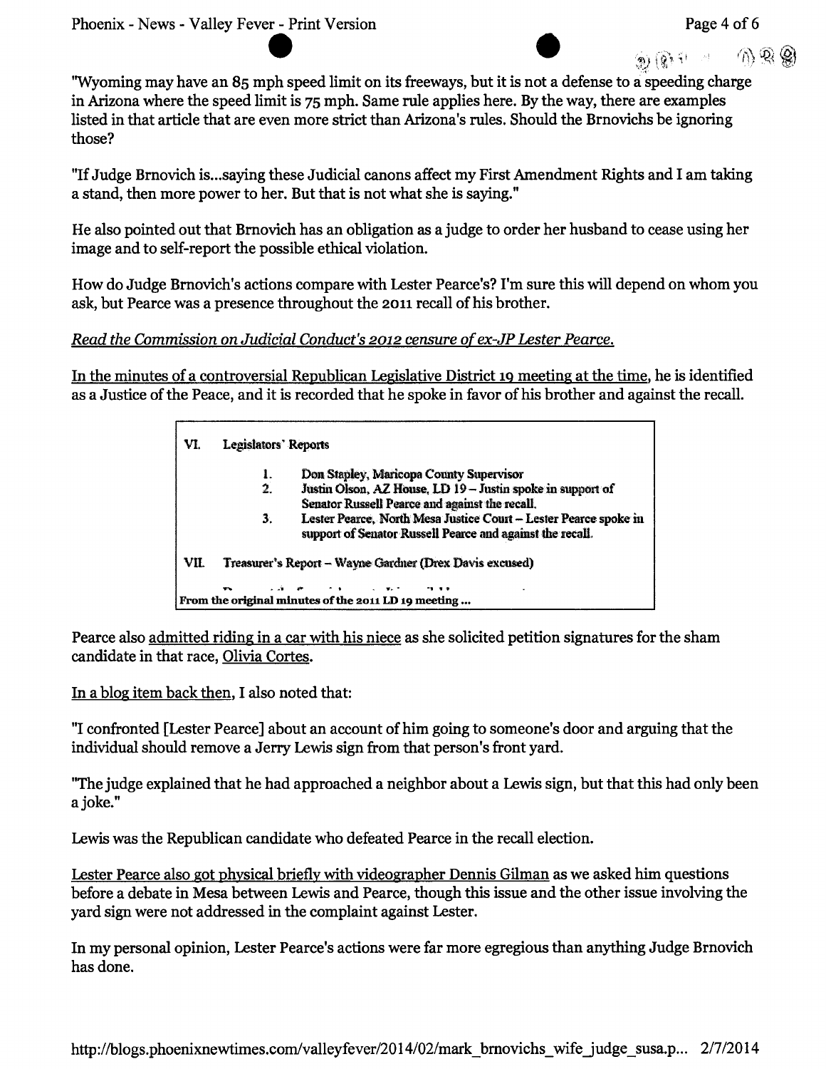"Wyoming may have an 85 mph speed limit on its freeways, but it is not a defense to a speeding charge in Arizona where the speed limit is 75 mph. Same rule applies here. By the way, there are examples listed in that article that are even more strict than Arizona's rules. Should the Brnovichs be ignoring those?

"If Judge Brnovich is...saying these Judicial canons affect my First Amendment Rights and I am taking a stand, then more power to her. But that is not what she is saying."

He also pointed out that Brnovich has an obligation as a judge to order her husband to cease using her image and to self-report the possible ethical violation.

How do Judge Brnovich's actions compare with Lester Pearce's? I'm sure this will depend on whom you ask, but Pearce was a presence throughout the 2011 recall of his brother.

*Read the Commission on Judicial Conduct's 2012 censure of ex-JP Lester Pearce.*

In the minutes of a controversial Republican Legislative District 19 meeting at the time, he is identified as a Justice of the Peace, and it is recorded that he spoke in favor of his brother and against the recall.

> VI. Legislators' Reports
>
> 1. Don Stapley, Maricopa County Supervisor
> 2. Justin Olson, AZ House, LD 19 – Justin spoke in support of Senator Russell Pearce and against the recall.
> 3. Lester Pearce, North Mesa Justice Court – Lester Pearce spoke in support of Senator Russell Pearce and against the recall.
>
> VII. Treasurer's Report – Wayne Gardner (Drex Davis excused)
>
> **From the original minutes of the 2011 LD 19 meeting ...**

Pearce also admitted riding in a car with his niece as she solicited petition signatures for the sham candidate in that race, Olivia Cortes.

In a blog item back then, I also noted that:

"I confronted [Lester Pearce] about an account of him going to someone's door and arguing that the individual should remove a Jerry Lewis sign from that person's front yard.

"The judge explained that he had approached a neighbor about a Lewis sign, but that this had only been a joke."

Lewis was the Republican candidate who defeated Pearce in the recall election.

Lester Pearce also got physical briefly with videographer Dennis Gilman as we asked him questions before a debate in Mesa between Lewis and Pearce, though this issue and the other issue involving the yard sign were not addressed in the complaint against Lester.

In my personal opinion, Lester Pearce's actions were far more egregious than anything Judge Brnovich has done.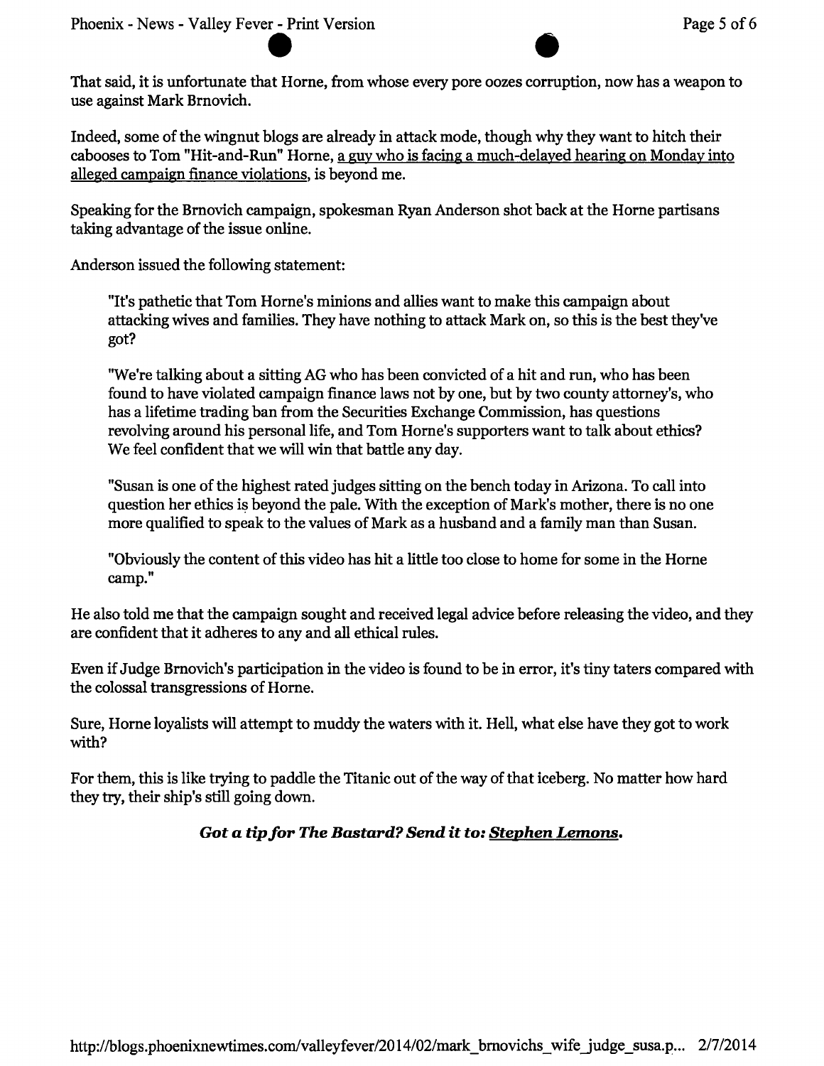That said, it is unfortunate that Horne, from whose every pore oozes corruption, now has a weapon to use against Mark Brnovich.

Indeed, some of the wingnut blogs are already in attack mode, though why they want to hitch their cabooses to Tom "Hit-and-Run" Horne, a guy who is facing a much-delayed hearing on Monday into alleged campaign finance violations, is beyond me.

Speaking for the Brnovich campaign, spokesman Ryan Anderson shot back at the Horne partisans taking advantage of the issue online.

Anderson issued the following statement:

> "It's pathetic that Tom Horne's minions and allies want to make this campaign about attacking wives and families. They have nothing to attack Mark on, so this is the best they've got?
>
> "We're talking about a sitting AG who has been convicted of a hit and run, who has been found to have violated campaign finance laws not by one, but by two county attorney's, who has a lifetime trading ban from the Securities Exchange Commission, has questions revolving around his personal life, and Tom Horne's supporters want to talk about ethics? We feel confident that we will win that battle any day.
>
> "Susan is one of the highest rated judges sitting on the bench today in Arizona. To call into question her ethics is beyond the pale. With the exception of Mark's mother, there is no one more qualified to speak to the values of Mark as a husband and a family man than Susan.
>
> "Obviously the content of this video has hit a little too close to home for some in the Horne camp."

He also told me that the campaign sought and received legal advice before releasing the video, and they are confident that it adheres to any and all ethical rules.

Even if Judge Brnovich's participation in the video is found to be in error, it's tiny taters compared with the colossal transgressions of Horne.

Sure, Horne loyalists will attempt to muddy the waters with it. Hell, what else have they got to work with?

For them, this is like trying to paddle the Titanic out of the way of that iceberg. No matter how hard they try, their ship's still going down.

***Got a tip for The Bastard? Send it to: Stephen Lemons.***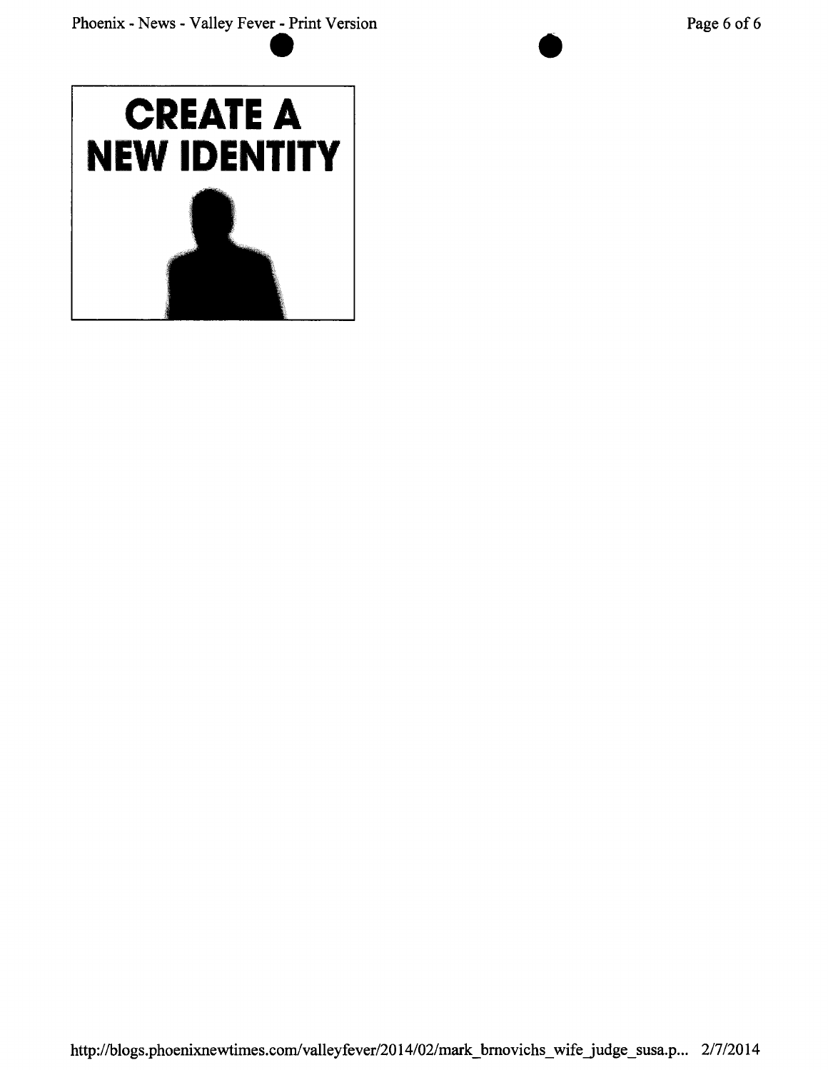**CREATE A NEW IDENTITY**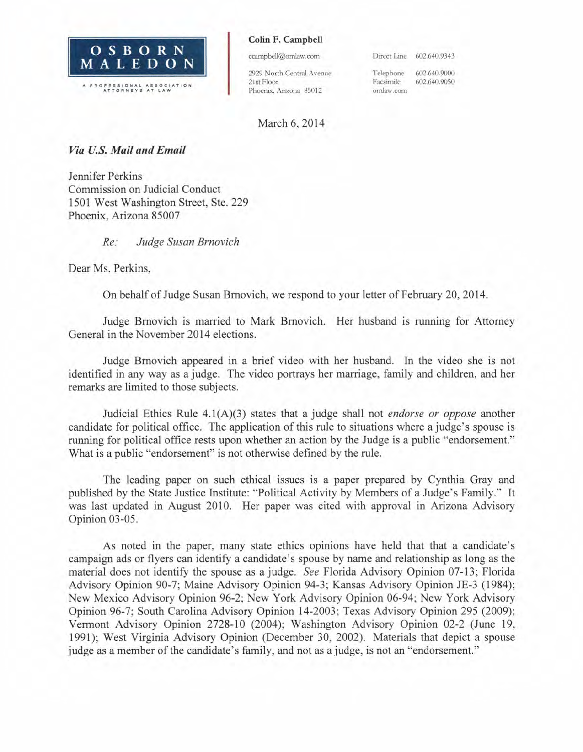**OSBORN MALEDON**

A PROFESSIONAL ASSOCIATION ATTORNEYS AT LAW

**Colin F. Campbell**

ccampbell@omlaw.com

2929 North Central Avenue
21st Floor
Phoenix, Arizona 85012

Direct Line 602.640.9343

Telephone 602.640.9000
Facsimile 602.640.9050
omlaw.com

March 6, 2014

***Via U.S. Mail and Email***

Jennifer Perkins
Commission on Judicial Conduct
1501 West Washington Street, Ste. 229
Phoenix, Arizona 85007

*Re: Judge Susan Brnovich*

Dear Ms. Perkins,

On behalf of Judge Susan Brnovich, we respond to your letter of February 20, 2014.

Judge Brnovich is married to Mark Brnovich. Her husband is running for Attorney General in the November 2014 elections.

Judge Brnovich appeared in a brief video with her husband. In the video she is not identified in any way as a judge. The video portrays her marriage, family and children, and her remarks are limited to those subjects.

Judicial Ethics Rule 4.1(A)(3) states that a judge shall not *endorse or oppose* another candidate for political office. The application of this rule to situations where a judge's spouse is running for political office rests upon whether an action by the Judge is a public "endorsement." What is a public "endorsement" is not otherwise defined by the rule.

The leading paper on such ethical issues is a paper prepared by Cynthia Gray and published by the State Justice Institute: "Political Activity by Members of a Judge's Family." It was last updated in August 2010. Her paper was cited with approval in Arizona Advisory Opinion 03-05.

As noted in the paper, many state ethics opinions have held that that a candidate's campaign ads or flyers can identify a candidate's spouse by name and relationship as long as the material does not identify the spouse as a judge. *See* Florida Advisory Opinion 07-13; Florida Advisory Opinion 90-7; Maine Advisory Opinion 94-3; Kansas Advisory Opinion JE-3 (1984); New Mexico Advisory Opinion 96-2; New York Advisory Opinion 06-94; New York Advisory Opinion 96-7; South Carolina Advisory Opinion 14-2003; Texas Advisory Opinion 295 (2009); Vermont Advisory Opinion 2728-10 (2004); Washington Advisory Opinion 02-2 (June 19, 1991); West Virginia Advisory Opinion (December 30, 2002). Materials that depict a spouse judge as a member of the candidate's family, and not as a judge, is not an "endorsement."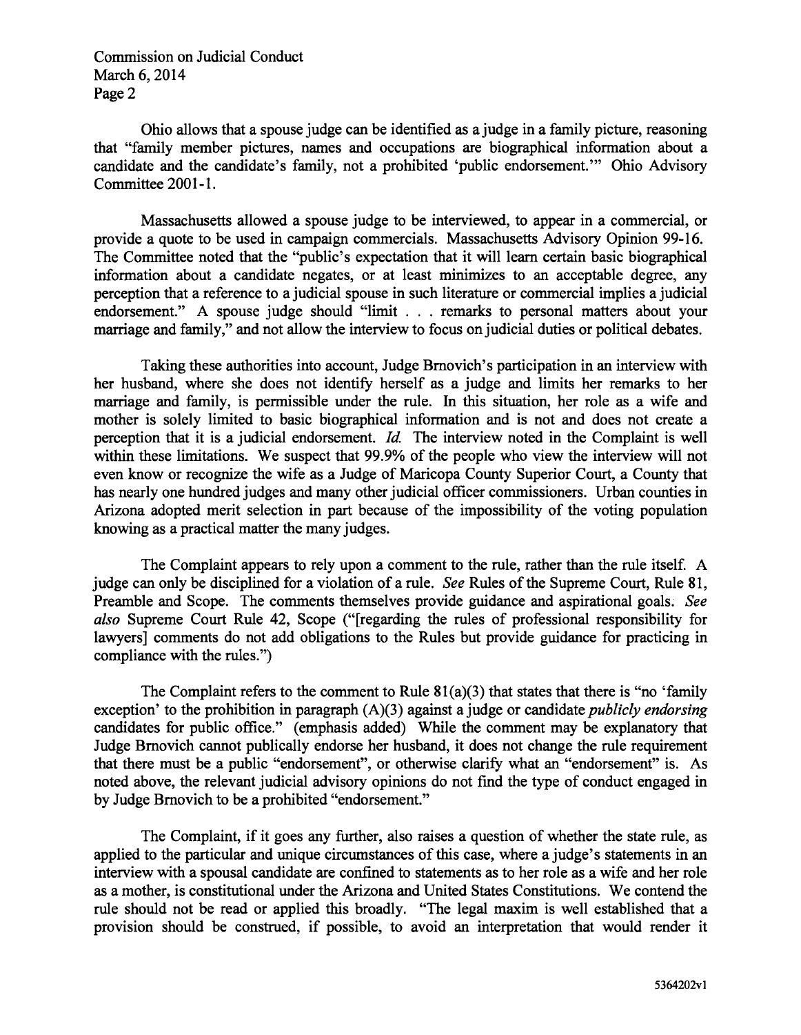Ohio allows that a spouse judge can be identified as a judge in a family picture, reasoning that "family member pictures, names and occupations are biographical information about a candidate and the candidate's family, not a prohibited 'public endorsement.'" Ohio Advisory Committee 2001-1.

Massachusetts allowed a spouse judge to be interviewed, to appear in a commercial, or provide a quote to be used in campaign commercials. Massachusetts Advisory Opinion 99-16. The Committee noted that the "public's expectation that it will learn certain basic biographical information about a candidate negates, or at least minimizes to an acceptable degree, any perception that a reference to a judicial spouse in such literature or commercial implies a judicial endorsement." A spouse judge should "limit . . . remarks to personal matters about your marriage and family," and not allow the interview to focus on judicial duties or political debates.

Taking these authorities into account, Judge Brnovich's participation in an interview with her husband, where she does not identify herself as a judge and limits her remarks to her marriage and family, is permissible under the rule. In this situation, her role as a wife and mother is solely limited to basic biographical information and is not and does not create a perception that it is a judicial endorsement. *Id.* The interview noted in the Complaint is well within these limitations. We suspect that 99.9% of the people who view the interview will not even know or recognize the wife as a Judge of Maricopa County Superior Court, a County that has nearly one hundred judges and many other judicial officer commissioners. Urban counties in Arizona adopted merit selection in part because of the impossibility of the voting population knowing as a practical matter the many judges.

The Complaint appears to rely upon a comment to the rule, rather than the rule itself. A judge can only be disciplined for a violation of a rule. *See* Rules of the Supreme Court, Rule 81, Preamble and Scope. The comments themselves provide guidance and aspirational goals. *See also* Supreme Court Rule 42, Scope ("[regarding the rules of professional responsibility for lawyers] comments do not add obligations to the Rules but provide guidance for practicing in compliance with the rules.")

The Complaint refers to the comment to Rule 81(a)(3) that states that there is "no 'family exception' to the prohibition in paragraph (A)(3) against a judge or candidate *publicly endorsing* candidates for public office." (emphasis added) While the comment may be explanatory that Judge Brnovich cannot publically endorse her husband, it does not change the rule requirement that there must be a public "endorsement", or otherwise clarify what an "endorsement" is. As noted above, the relevant judicial advisory opinions do not find the type of conduct engaged in by Judge Brnovich to be a prohibited "endorsement."

The Complaint, if it goes any further, also raises a question of whether the state rule, as applied to the particular and unique circumstances of this case, where a judge's statements in an interview with a spousal candidate are confined to statements as to her role as a wife and her role as a mother, is constitutional under the Arizona and United States Constitutions. We contend the rule should not be read or applied this broadly. "The legal maxim is well established that a provision should be construed, if possible, to avoid an interpretation that would render it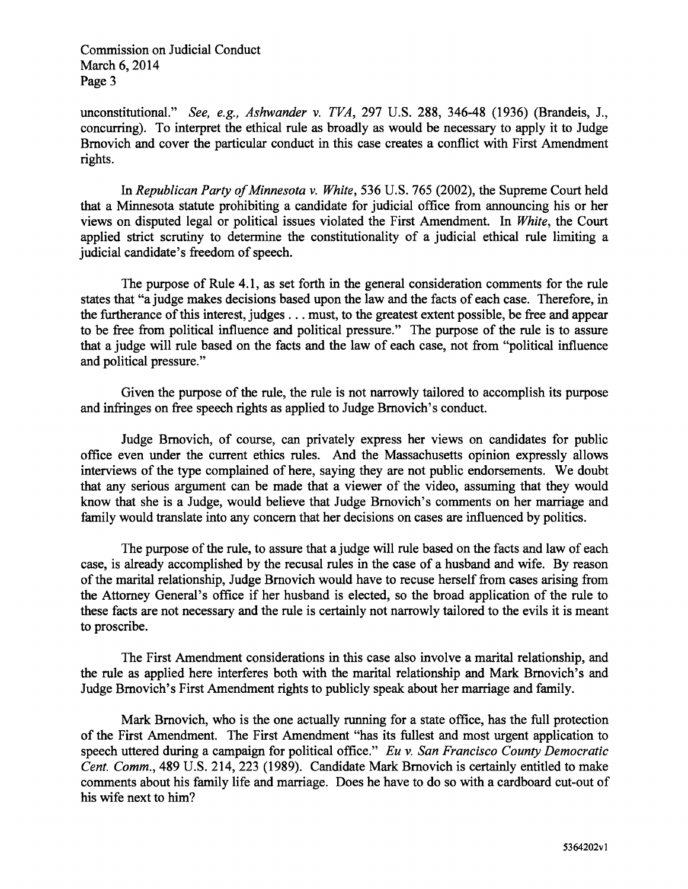unconstitutional." *See, e.g., Ashwander v. TVA*, 297 U.S. 288, 346-48 (1936) (Brandeis, J., concurring). To interpret the ethical rule as broadly as would be necessary to apply it to Judge Brnovich and cover the particular conduct in this case creates a conflict with First Amendment rights.

In *Republican Party of Minnesota v. White*, 536 U.S. 765 (2002), the Supreme Court held that a Minnesota statute prohibiting a candidate for judicial office from announcing his or her views on disputed legal or political issues violated the First Amendment. In *White*, the Court applied strict scrutiny to determine the constitutionality of a judicial ethical rule limiting a judicial candidate's freedom of speech.

The purpose of Rule 4.1, as set forth in the general consideration comments for the rule states that "a judge makes decisions based upon the law and the facts of each case. Therefore, in the furtherance of this interest, judges . . . must, to the greatest extent possible, be free and appear to be free from political influence and political pressure." The purpose of the rule is to assure that a judge will rule based on the facts and the law of each case, not from "political influence and political pressure."

Given the purpose of the rule, the rule is not narrowly tailored to accomplish its purpose and infringes on free speech rights as applied to Judge Brnovich's conduct.

Judge Brnovich, of course, can privately express her views on candidates for public office even under the current ethics rules. And the Massachusetts opinion expressly allows interviews of the type complained of here, saying they are not public endorsements. We doubt that any serious argument can be made that a viewer of the video, assuming that they would know that she is a Judge, would believe that Judge Brnovich's comments on her marriage and family would translate into any concern that her decisions on cases are influenced by politics.

The purpose of the rule, to assure that a judge will rule based on the facts and law of each case, is already accomplished by the recusal rules in the case of a husband and wife. By reason of the marital relationship, Judge Brnovich would have to recuse herself from cases arising from the Attorney General's office if her husband is elected, so the broad application of the rule to these facts are not necessary and the rule is certainly not narrowly tailored to the evils it is meant to proscribe.

The First Amendment considerations in this case also involve a marital relationship, and the rule as applied here interferes both with the marital relationship and Mark Brnovich's and Judge Brnovich's First Amendment rights to publicly speak about her marriage and family.

Mark Brnovich, who is the one actually running for a state office, has the full protection of the First Amendment. The First Amendment "has its fullest and most urgent application to speech uttered during a campaign for political office." *Eu v. San Francisco County Democratic Cent. Comm.*, 489 U.S. 214, 223 (1989). Candidate Mark Brnovich is certainly entitled to make comments about his family life and marriage. Does he have to do so with a cardboard cut-out of his wife next to him?

5364202v1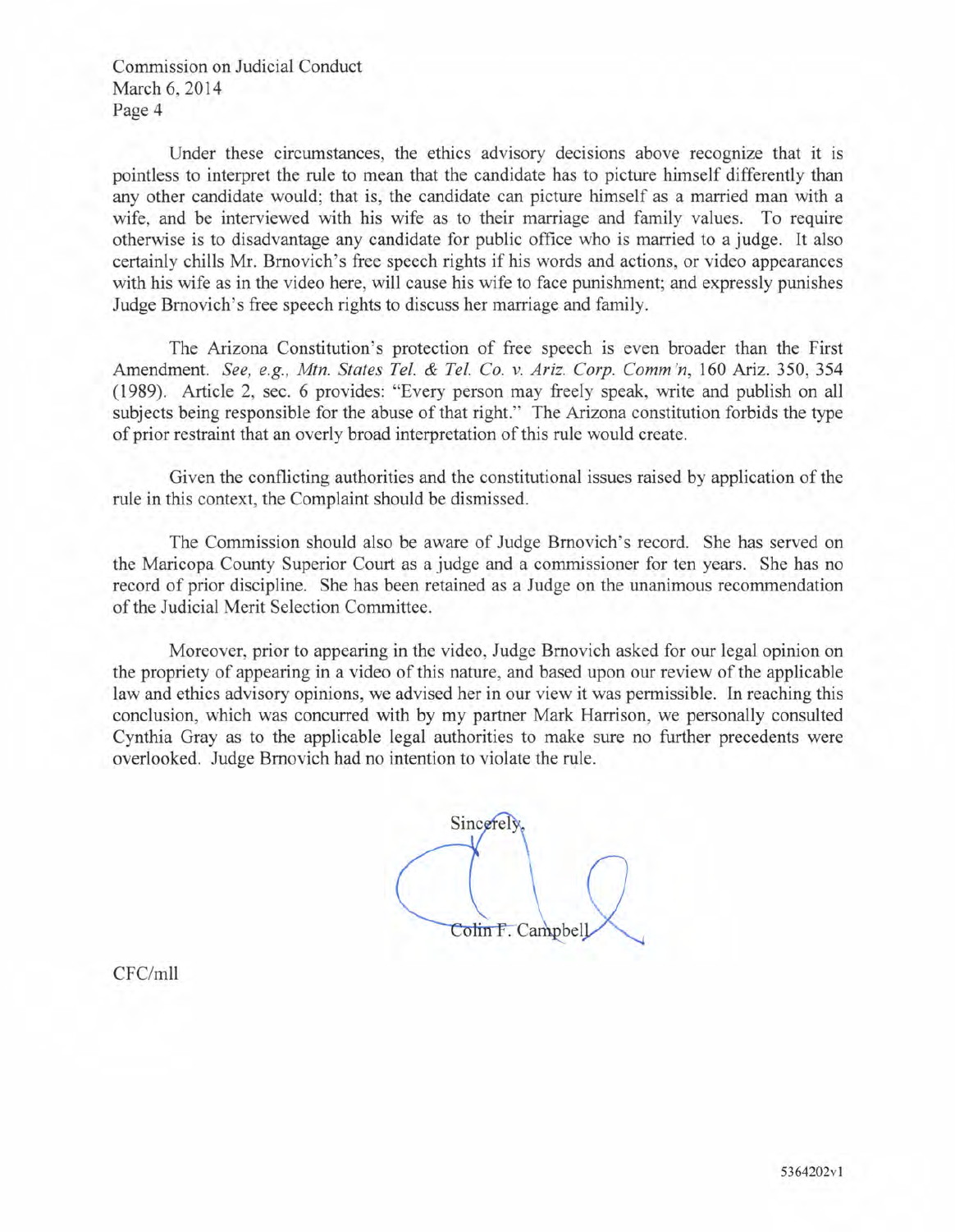Under these circumstances, the ethics advisory decisions above recognize that it is pointless to interpret the rule to mean that the candidate has to picture himself differently than any other candidate would; that is, the candidate can picture himself as a married man with a wife, and be interviewed with his wife as to their marriage and family values. To require otherwise is to disadvantage any candidate for public office who is married to a judge. It also certainly chills Mr. Brnovich's free speech rights if his words and actions, or video appearances with his wife as in the video here, will cause his wife to face punishment; and expressly punishes Judge Brnovich's free speech rights to discuss her marriage and family.

The Arizona Constitution's protection of free speech is even broader than the First Amendment. *See, e.g., Mtn. States Tel. & Tel. Co. v. Ariz. Corp. Comm'n*, 160 Ariz. 350, 354 (1989). Article 2, sec. 6 provides: "Every person may freely speak, write and publish on all subjects being responsible for the abuse of that right." The Arizona constitution forbids the type of prior restraint that an overly broad interpretation of this rule would create.

Given the conflicting authorities and the constitutional issues raised by application of the rule in this context, the Complaint should be dismissed.

The Commission should also be aware of Judge Brnovich's record. She has served on the Maricopa County Superior Court as a judge and a commissioner for ten years. She has no record of prior discipline. She has been retained as a Judge on the unanimous recommendation of the Judicial Merit Selection Committee.

Moreover, prior to appearing in the video, Judge Brnovich asked for our legal opinion on the propriety of appearing in a video of this nature, and based upon our review of the applicable law and ethics advisory opinions, we advised her in our view it was permissible. In reaching this conclusion, which was concurred with by my partner Mark Harrison, we personally consulted Cynthia Gray as to the applicable legal authorities to make sure no further precedents were overlooked. Judge Brnovich had no intention to violate the rule.

Sincerely,

Colin F. Campbell

CFC/mll

5364202v1